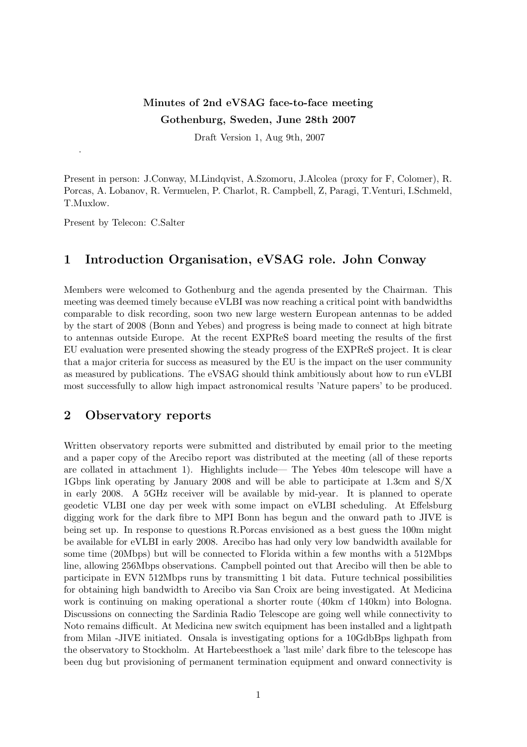**Minutes of 2nd eVSAG face-to-face meeting**

**Gothenburg, Sweden, June 28th 2007**

Draft Version 1, Aug 9th, 2007

.

Present in person: J.Conway, M.Lindqvist, A.Szomoru, J.Alcolea (proxy for F, Colomer), R. Porcas, A. Lobanov, R. Vermuelen, P. Charlot, R. Campbell, Z, Paragi, T.Venturi, I.Schmeld, T.Muxlow.

Present by Telecon: C.Salter

## 1 Introduction Organisation, eVSAG role. John Conway

Members were welcomed to Gothenburg and the agenda presented by the Chairman. This meeting was deemed timely because eVLBI was now reaching a critical point with bandwidths comparable to disk recording, soon two new large western European antennas to be added by the start of 2008 (Bonn and Yebes) and progress is being made to connect at high bitrate to antennas outside Europe. At the recent EXPReS board meeting the results of the first EU evaluation were presented showing the steady progress of the EXPReS project. It is clear that a major criteria for success as measured by the EU is the impact on the user community as measured by publications. The eVSAG should think ambitiously about how to run eVLBI most successfully to allow high impact astronomical results 'Nature papers' to be produced.

## 2 Observatory reports

Written observatory reports were submitted and distributed by email prior to the meeting and a paper copy of the Arecibo report was distributed at the meeting (all of these reports are collated in attachment 1). Highlights include— The Yebes 40m telescope will have a 1Gbps link operating by January 2008 and will be able to participate at 1.3cm and S/X in early 2008. A 5GHz receiver will be available by mid-year. It is planned to operate geodetic VLBI one day per week with some impact on eVLBI scheduling. At Effelsburg digging work for the dark fibre to MPI Bonn has begun and the onward path to JIVE is being set up. In response to questions R.Porcas envisioned as a best guess the 100m might be available for eVLBI in early 2008. Arecibo has had only very low bandwidth available for some time (20Mbps) but will be connected to Florida within a few months with a 512Mbps line, allowing 256Mbps observations. Campbell pointed out that Arecibo will then be able to participate in EVN 512Mbps runs by transmitting 1 bit data. Future technical possibilities for obtaining high bandwidth to Arecibo via San Croix are being investigated. At Medicina work is continuing on making operational a shorter route (40km cf 140km) into Bologna. Discussions on connecting the Sardinia Radio Telescope are going well while connectivity to Noto remains difficult. At Medicina new switch equipment has been installed and a lightpath from Milan -JIVE initiated. Onsala is investigating options for a 10GdbBps lighpath from the observatory to Stockholm. At Hartebeesthoek a 'last mile' dark fibre to the telescope has been dug but provisioning of permanent termination equipment and onward connectivity is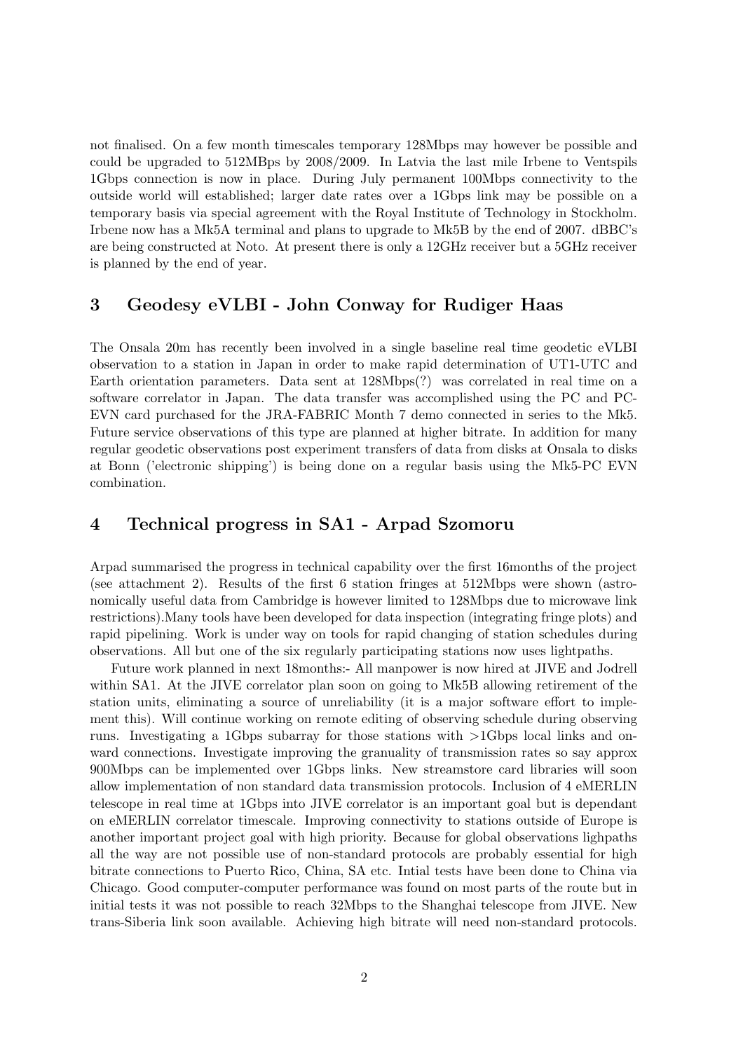not finalised. On a few month timescales temporary 128Mbps may however be possible and could be upgraded to 512MBps by 2008/2009. In Latvia the last mile Irbene to Ventspils 1Gbps connection is now in place. During July permanent 100Mbps connectivity to the outside world will established; larger date rates over a 1Gbps link may be possible on a temporary basis via special agreement with the Royal Institute of Technology in Stockholm. Irbene now has a Mk5A terminal and plans to upgrade to Mk5B by the end of 2007. dBBC's are being constructed at Noto. At present there is only a 12GHz receiver but a 5GHz receiver is planned by the end of year.

## 3 Geodesy eVLBI - John Conway for Rudiger Haas

The Onsala 20m has recently been involved in a single baseline real time geodetic eVLBI observation to a station in Japan in order to make rapid determination of UT1-UTC and Earth orientation parameters. Data sent at 128Mbps(?) was correlated in real time on a software correlator in Japan. The data transfer was accomplished using the PC and PC-EVN card purchased for the JRA-FABRIC Month 7 demo connected in series to the Mk5. Future service observations of this type are planned at higher bitrate. In addition for many regular geodetic observations post experiment transfers of data from disks at Onsala to disks at Bonn ('electronic shipping') is being done on a regular basis using the Mk5-PC EVN combination.

## 4 Technical progress in SA1 - Arpad Szomoru

Arpad summarised the progress in technical capability over the first 16months of the project (see attachment 2). Results of the first 6 station fringes at 512Mbps were shown (astronomically useful data from Cambridge is however limited to 128Mbps due to microwave link restrictions).Many tools have been developed for data inspection (integrating fringe plots) and rapid pipelining. Work is under way on tools for rapid changing of station schedules during observations. All but one of the six regularly participating stations now uses lightpaths.

Future work planned in next 18months:- All manpower is now hired at JIVE and Jodrell within SA1. At the JIVE correlator plan soon on going to Mk5B allowing retirement of the station units, eliminating a source of unreliability (it is a major software effort to implement this). Will continue working on remote editing of observing schedule during observing runs. Investigating a 1Gbps subarray for those stations with >1Gbps local links and onward connections. Investigate improving the granuality of transmission rates so say approx 900Mbps can be implemented over 1Gbps links. New streamstore card libraries will soon allow implementation of non standard data transmission protocols. Inclusion of 4 eMERLIN telescope in real time at 1Gbps into JIVE correlator is an important goal but is dependant on eMERLIN correlator timescale. Improving connectivity to stations outside of Europe is another important project goal with high priority. Because for global observations lighpaths all the way are not possible use of non-standard protocols are probably essential for high bitrate connections to Puerto Rico, China, SA etc. Intial tests have been done to China via Chicago. Good computer-computer performance was found on most parts of the route but in initial tests it was not possible to reach 32Mbps to the Shanghai telescope from JIVE. New trans-Siberia link soon available. Achieving high bitrate will need non-standard protocols.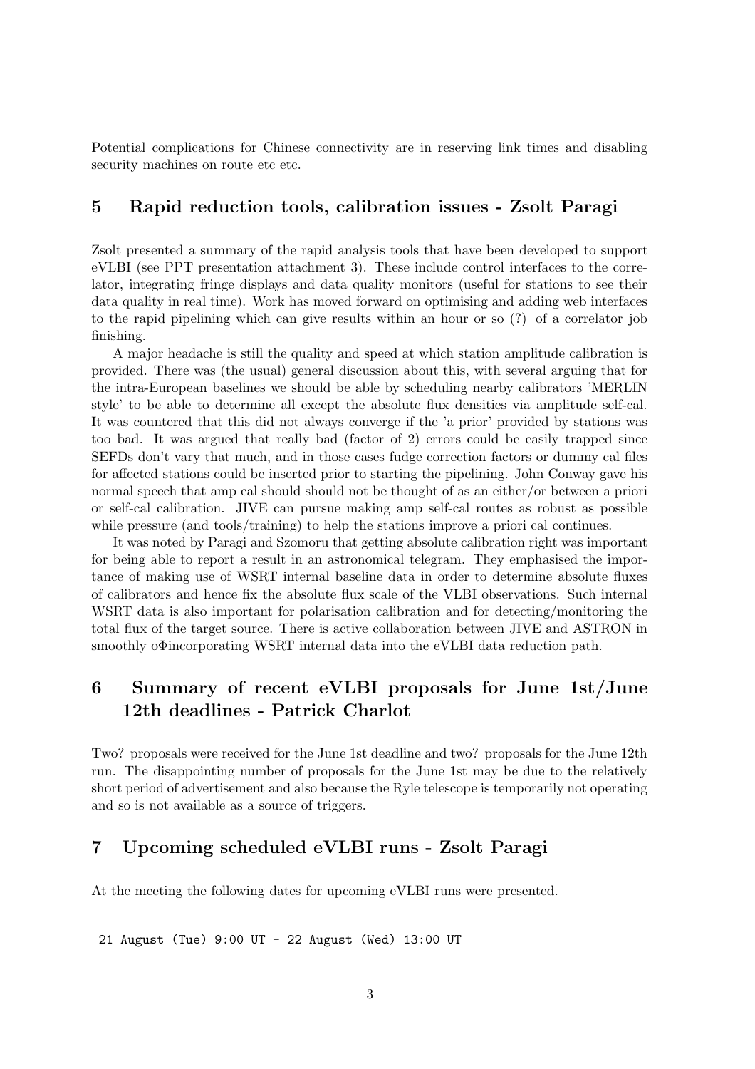Potential complications for Chinese connectivity are in reserving link times and disabling security machines on route etc etc.

## 5 Rapid reduction tools, calibration issues - Zsolt Paragi

Zsolt presented a summary of the rapid analysis tools that have been developed to support eVLBI (see PPT presentation attachment 3). These include control interfaces to the correlator, integrating fringe displays and data quality monitors (useful for stations to see their data quality in real time). Work has moved forward on optimising and adding web interfaces to the rapid pipelining which can give results within an hour or so (?) of a correlator job finishing.

A major headache is still the quality and speed at which station amplitude calibration is provided. There was (the usual) general discussion about this, with several arguing that for the intra-European baselines we should be able by scheduling nearby calibrators 'MERLIN style' to be able to determine all except the absolute flux densities via amplitude self-cal. It was countered that this did not always converge if the 'a prior' provided by stations was too bad. It was argued that really bad (factor of 2) errors could be easily trapped since SEFDs don't vary that much, and in those cases fudge correction factors or dummy cal files for affected stations could be inserted prior to starting the pipelining. John Conway gave his normal speech that amp cal should should not be thought of as an either/or between a priori or self-cal calibration. JIVE can pursue making amp self-cal routes as robust as possible while pressure (and tools/training) to help the stations improve a priori cal continues.

It was noted by Paragi and Szomoru that getting absolute calibration right was important for being able to report a result in an astronomical telegram. They emphasised the importance of making use of WSRT internal baseline data in order to determine absolute fluxes of calibrators and hence fix the absolute flux scale of the VLBI observations. Such internal WSRT data is also important for polarisation calibration and for detecting/monitoring the total flux of the target source. There is active collaboration between JIVE and ASTRON in smoothly oΦincorporating WSRT internal data into the eVLBI data reduction path.

## 6 Summary of recent eVLBI proposals for June 1st/June 12th deadlines - Patrick Charlot

Two? proposals were received for the June 1st deadline and two? proposals for the June 12th run. The disappointing number of proposals for the June 1st may be due to the relatively short period of advertisement and also because the Ryle telescope is temporarily not operating and so is not available as a source of triggers.

## 7 Upcoming scheduled eVLBI runs - Zsolt Paragi

At the meeting the following dates for upcoming eVLBI runs were presented.

```
21 August (Tue) 9:00 UT - 22 August (Wed) 13:00 UT
```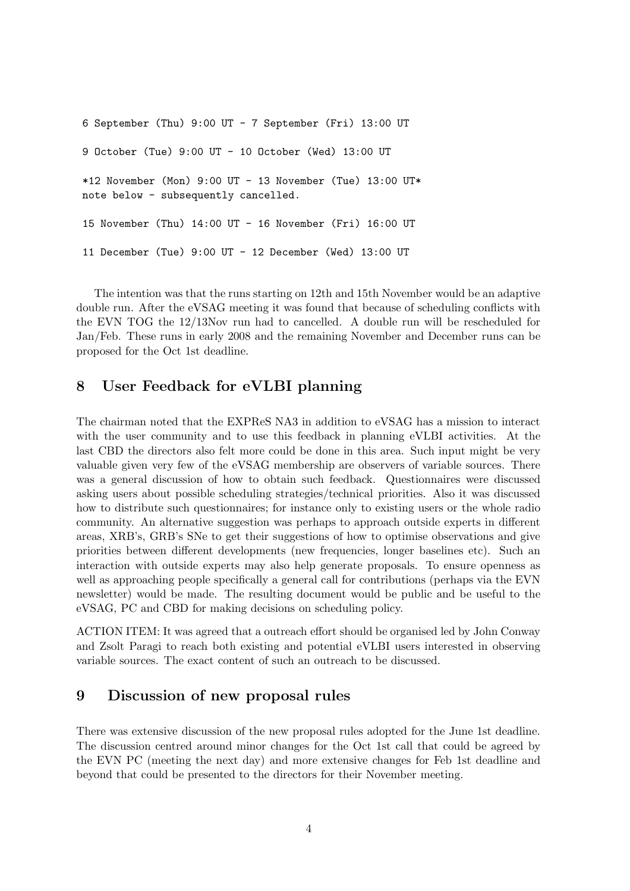```
6 September (Thu) 9:00 UT - 7 September (Fri) 13:00 UT

9 October (Tue) 9:00 UT - 10 October (Wed) 13:00 UT

*12 November (Mon) 9:00 UT - 13 November (Tue) 13:00 UT*
note below - subsequently cancelled.

15 November (Thu) 14:00 UT - 16 November (Fri) 16:00 UT

11 December (Tue) 9:00 UT - 12 December (Wed) 13:00 UT
```

The intention was that the runs starting on 12th and 15th November would be an adaptive double run. After the eVSAG meeting it was found that because of scheduling conflicts with the EVN TOG the 12/13Nov run had to cancelled. A double run will be rescheduled for Jan/Feb. These runs in early 2008 and the remaining November and December runs can be proposed for the Oct 1st deadline.

## 8 User Feedback for eVLBI planning

The chairman noted that the EXPReS NA3 in addition to eVSAG has a mission to interact with the user community and to use this feedback in planning eVLBI activities. At the last CBD the directors also felt more could be done in this area. Such input might be very valuable given very few of the eVSAG membership are observers of variable sources. There was a general discussion of how to obtain such feedback. Questionnaires were discussed asking users about possible scheduling strategies/technical priorities. Also it was discussed how to distribute such questionnaires; for instance only to existing users or the whole radio community. An alternative suggestion was perhaps to approach outside experts in different areas, XRB's, GRB's SNe to get their suggestions of how to optimise observations and give priorities between different developments (new frequencies, longer baselines etc). Such an interaction with outside experts may also help generate proposals. To ensure openness as well as approaching people specifically a general call for contributions (perhaps via the EVN newsletter) would be made. The resulting document would be public and be useful to the eVSAG, PC and CBD for making decisions on scheduling policy.

ACTION ITEM: It was agreed that a outreach effort should be organised led by John Conway and Zsolt Paragi to reach both existing and potential eVLBI users interested in observing variable sources. The exact content of such an outreach to be discussed.

## 9 Discussion of new proposal rules

There was extensive discussion of the new proposal rules adopted for the June 1st deadline. The discussion centred around minor changes for the Oct 1st call that could be agreed by the EVN PC (meeting the next day) and more extensive changes for Feb 1st deadline and beyond that could be presented to the directors for their November meeting.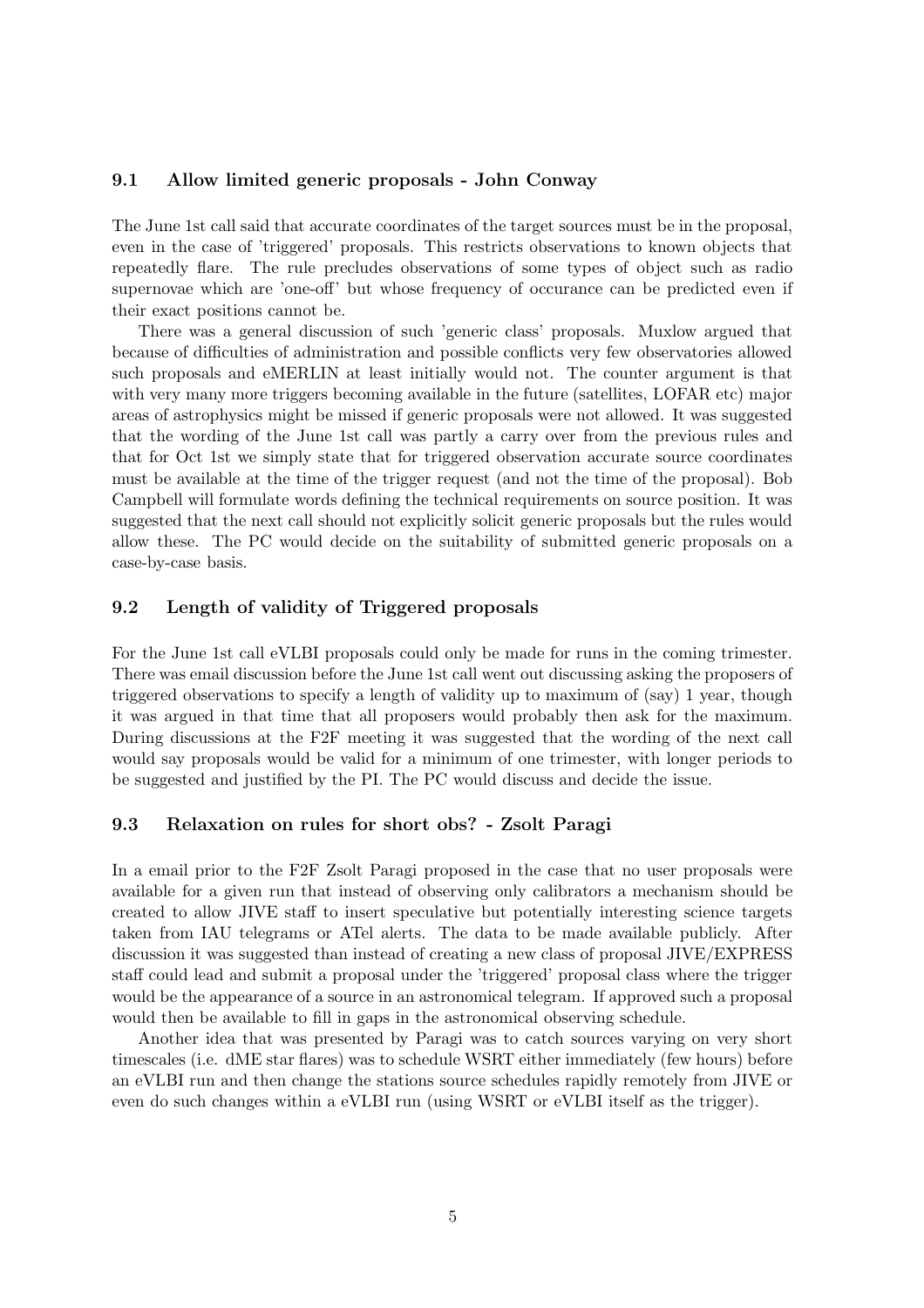### 9.1 Allow limited generic proposals - John Conway

The June 1st call said that accurate coordinates of the target sources must be in the proposal, even in the case of 'triggered' proposals. This restricts observations to known objects that repeatedly flare. The rule precludes observations of some types of object such as radio supernovae which are 'one-off' but whose frequency of occurance can be predicted even if their exact positions cannot be.

There was a general discussion of such 'generic class' proposals. Muxlow argued that because of difficulties of administration and possible conflicts very few observatories allowed such proposals and eMERLIN at least initially would not. The counter argument is that with very many more triggers becoming available in the future (satellites, LOFAR etc) major areas of astrophysics might be missed if generic proposals were not allowed. It was suggested that the wording of the June 1st call was partly a carry over from the previous rules and that for Oct 1st we simply state that for triggered observation accurate source coordinates must be available at the time of the trigger request (and not the time of the proposal). Bob Campbell will formulate words defining the technical requirements on source position. It was suggested that the next call should not explicitly solicit generic proposals but the rules would allow these. The PC would decide on the suitability of submitted generic proposals on a case-by-case basis.

### 9.2 Length of validity of Triggered proposals

For the June 1st call eVLBI proposals could only be made for runs in the coming trimester. There was email discussion before the June 1st call went out discussing asking the proposers of triggered observations to specify a length of validity up to maximum of (say) 1 year, though it was argued in that time that all proposers would probably then ask for the maximum. During discussions at the F2F meeting it was suggested that the wording of the next call would say proposals would be valid for a minimum of one trimester, with longer periods to be suggested and justified by the PI. The PC would discuss and decide the issue.

### 9.3 Relaxation on rules for short obs? - Zsolt Paragi

In a email prior to the F2F Zsolt Paragi proposed in the case that no user proposals were available for a given run that instead of observing only calibrators a mechanism should be created to allow JIVE staff to insert speculative but potentially interesting science targets taken from IAU telegrams or ATel alerts. The data to be made available publicly. After discussion it was suggested than instead of creating a new class of proposal JIVE/EXPRESS staff could lead and submit a proposal under the 'triggered' proposal class where the trigger would be the appearance of a source in an astronomical telegram. If approved such a proposal would then be available to fill in gaps in the astronomical observing schedule.

Another idea that was presented by Paragi was to catch sources varying on very short timescales (i.e. dME star flares) was to schedule WSRT either immediately (few hours) before an eVLBI run and then change the stations source schedules rapidly remotely from JIVE or even do such changes within a eVLBI run (using WSRT or eVLBI itself as the trigger).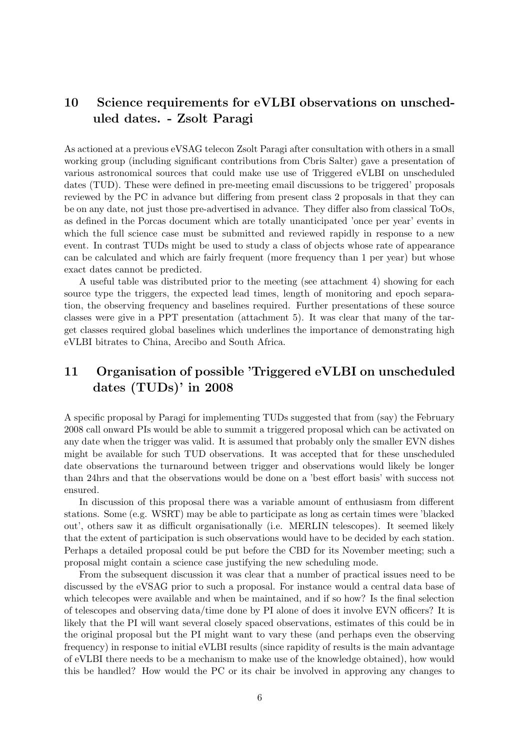## 10 Science requirements for eVLBI observations on unscheduled dates. - Zsolt Paragi

As actioned at a previous eVSAG telecon Zsolt Paragi after consultation with others in a small working group (including significant contributions from Cbris Salter) gave a presentation of various astronomical sources that could make use use of Triggered eVLBI on unscheduled dates (TUD). These were defined in pre-meeting email discussions to be triggered' proposals reviewed by the PC in advance but differing from present class 2 proposals in that they can be on any date, not just those pre-advertised in advance. They differ also from classical ToOs, as defined in the Porcas document which are totally unanticipated 'once per year' events in which the full science case must be submitted and reviewed rapidly in response to a new event. In contrast TUDs might be used to study a class of objects whose rate of appearance can be calculated and which are fairly frequent (more frequency than 1 per year) but whose exact dates cannot be predicted.

A useful table was distributed prior to the meeting (see attachment 4) showing for each source type the triggers, the expected lead times, length of monitoring and epoch separation, the observing frequency and baselines required. Further presentations of these source classes were give in a PPT presentation (attachment 5). It was clear that many of the target classes required global baselines which underlines the importance of demonstrating high eVLBI bitrates to China, Arecibo and South Africa.

## 11 Organisation of possible 'Triggered eVLBI on unscheduled dates (TUDs)' in 2008

A specific proposal by Paragi for implementing TUDs suggested that from (say) the February 2008 call onward PIs would be able to summit a triggered proposal which can be activated on any date when the trigger was valid. It is assumed that probably only the smaller EVN dishes might be available for such TUD observations. It was accepted that for these unscheduled date observations the turnaround between trigger and observations would likely be longer than 24hrs and that the observations would be done on a 'best effort basis' with success not ensured.

In discussion of this proposal there was a variable amount of enthusiasm from different stations. Some (e.g. WSRT) may be able to participate as long as certain times were 'blacked out', others saw it as difficult organisationally (i.e. MERLIN telescopes). It seemed likely that the extent of participation is such observations would have to be decided by each station. Perhaps a detailed proposal could be put before the CBD for its November meeting; such a proposal might contain a science case justifying the new scheduling mode.

From the subsequent discussion it was clear that a number of practical issues need to be discussed by the eVSAG prior to such a proposal. For instance would a central data base of which telecopes were available and when be maintained, and if so how? Is the final selection of telescopes and observing data/time done by PI alone of does it involve EVN officers? It is likely that the PI will want several closely spaced observations, estimates of this could be in the original proposal but the PI might want to vary these (and perhaps even the observing frequency) in response to initial eVLBI results (since rapidity of results is the main advantage of eVLBI there needs to be a mechanism to make use of the knowledge obtained), how would this be handled? How would the PC or its chair be involved in approving any changes to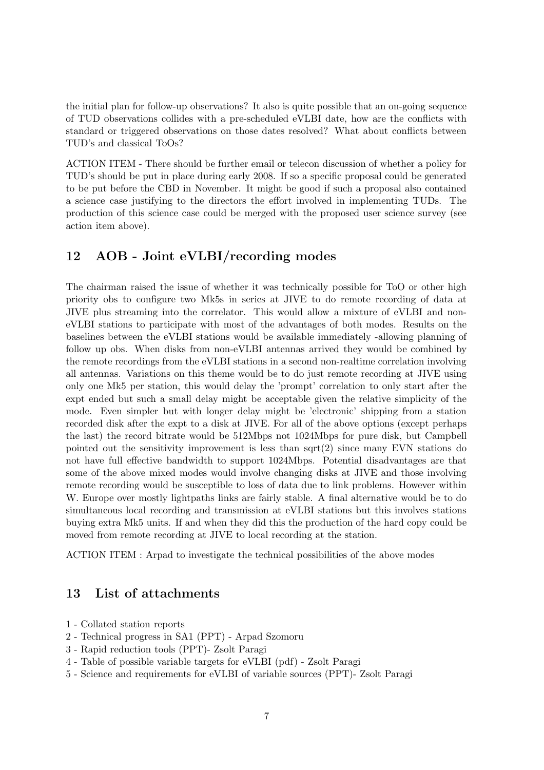the initial plan for follow-up observations? It also is quite possible that an on-going sequence of TUD observations collides with a pre-scheduled eVLBI date, how are the conflicts with standard or triggered observations on those dates resolved? What about conflicts between TUD's and classical ToOs?

ACTION ITEM - There should be further email or telecon discussion of whether a policy for TUD's should be put in place during early 2008. If so a specific proposal could be generated to be put before the CBD in November. It might be good if such a proposal also contained a science case justifying to the directors the effort involved in implementing TUDs. The production of this science case could be merged with the proposed user science survey (see action item above).

## 12 AOB - Joint eVLBI/recording modes

The chairman raised the issue of whether it was technically possible for ToO or other high priority obs to configure two Mk5s in series at JIVE to do remote recording of data at JIVE plus streaming into the correlator. This would allow a mixture of eVLBI and non-eVLBI stations to participate with most of the advantages of both modes. Results on the baselines between the eVLBI stations would be available immediately -allowing planning of follow up obs. When disks from non-eVLBI antennas arrived they would be combined by the remote recordings from the eVLBI stations in a second non-realtime correlation involving all antennas. Variations on this theme would be to do just remote recording at JIVE using only one Mk5 per station, this would delay the 'prompt' correlation to only start after the expt ended but such a small delay might be acceptable given the relative simplicity of the mode. Even simpler but with longer delay might be 'electronic' shipping from a station recorded disk after the expt to a disk at JIVE. For all of the above options (except perhaps the last) the record bitrate would be 512Mbps not 1024Mbps for pure disk, but Campbell pointed out the sensitivity improvement is less than sqrt(2) since many EVN stations do not have full effective bandwidth to support 1024Mbps. Potential disadvantages are that some of the above mixed modes would involve changing disks at JIVE and those involving remote recording would be susceptible to loss of data due to link problems. However within W. Europe over mostly lightpaths links are fairly stable. A final alternative would be to do simultaneous local recording and transmission at eVLBI stations but this involves stations buying extra Mk5 units. If and when they did this the production of the hard copy could be moved from remote recording at JIVE to local recording at the station.

ACTION ITEM : Arpad to investigate the technical possibilities of the above modes

## 13 List of attachments

1 - Collated station reports
2 - Technical progress in SA1 (PPT) - Arpad Szomoru
3 - Rapid reduction tools (PPT)- Zsolt Paragi
4 - Table of possible variable targets for eVLBI (pdf) - Zsolt Paragi
5 - Science and requirements for eVLBI of variable sources (PPT)- Zsolt Paragi